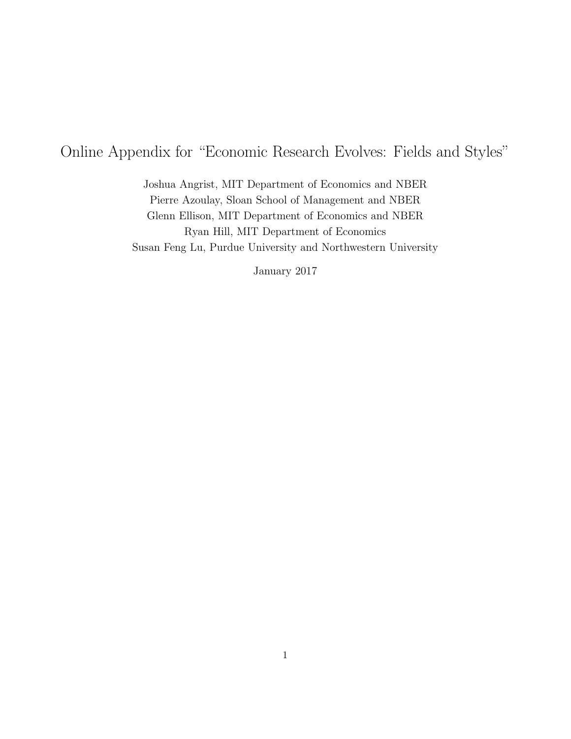# Online Appendix for "Economic Research Evolves: Fields and Styles"

Joshua Angrist, MIT Department of Economics and NBER
Pierre Azoulay, Sloan School of Management and NBER
Glenn Ellison, MIT Department of Economics and NBER
Ryan Hill, MIT Department of Economics
Susan Feng Lu, Purdue University and Northwestern University

January 2017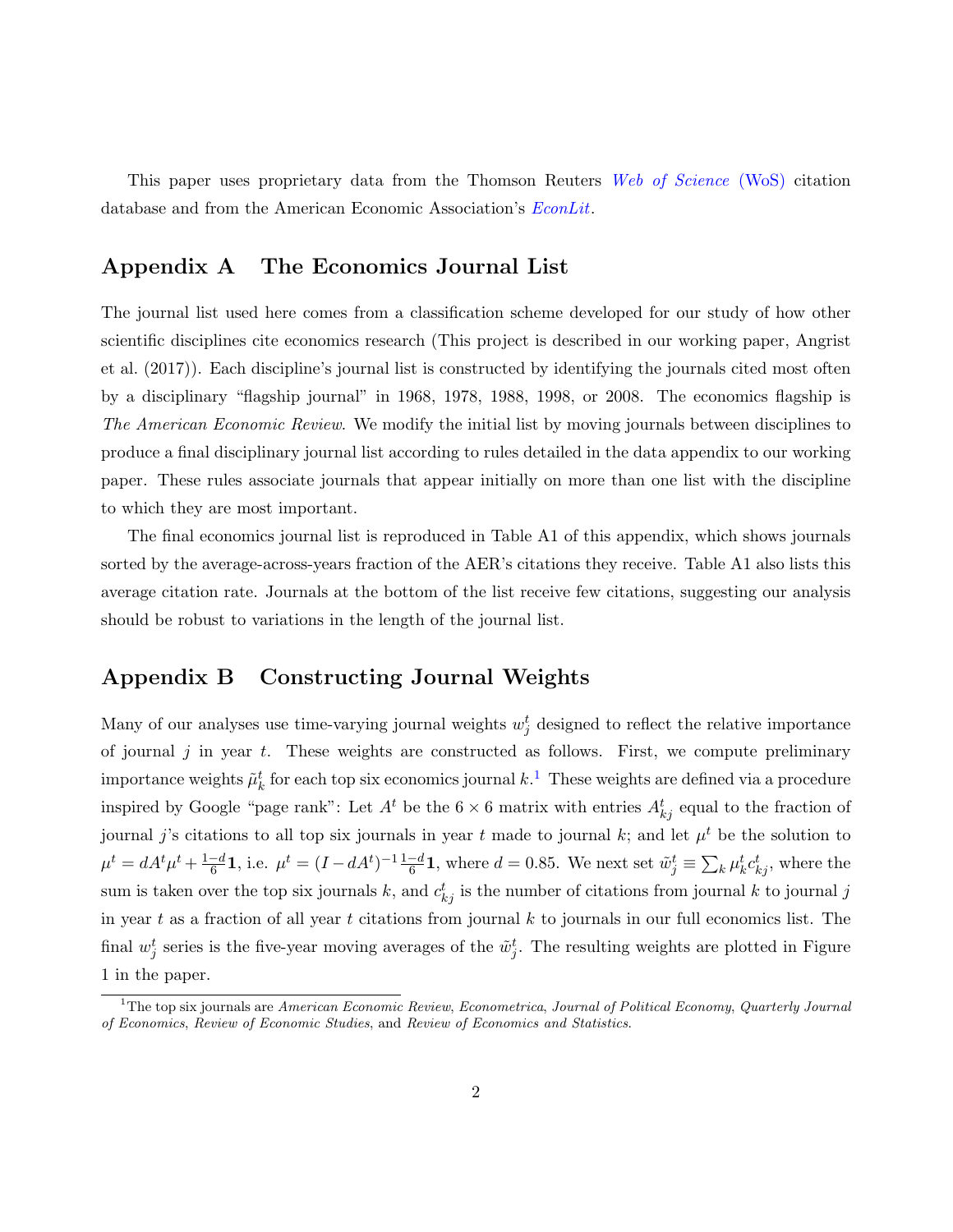This paper uses proprietary data from the Thomson Reuters *Web of Science* (WoS) citation database and from the American Economic Association's *EconLit*.

## Appendix A  The Economics Journal List

The journal list used here comes from a classification scheme developed for our study of how other scientific disciplines cite economics research (This project is described in our working paper, Angrist et al. (2017)). Each discipline's journal list is constructed by identifying the journals cited most often by a disciplinary "flagship journal" in 1968, 1978, 1988, 1998, or 2008. The economics flagship is *The American Economic Review*. We modify the initial list by moving journals between disciplines to produce a final disciplinary journal list according to rules detailed in the data appendix to our working paper. These rules associate journals that appear initially on more than one list with the discipline to which they are most important.

The final economics journal list is reproduced in Table A1 of this appendix, which shows journals sorted by the average-across-years fraction of the AER's citations they receive. Table A1 also lists this average citation rate. Journals at the bottom of the list receive few citations, suggesting our analysis should be robust to variations in the length of the journal list.

## Appendix B  Constructing Journal Weights

Many of our analyses use time-varying journal weights $w_j^t$ designed to reflect the relative importance of journal $j$ in year $t$. These weights are constructed as follows. First, we compute preliminary importance weights $\tilde{\mu}_k^t$ for each top six economics journal $k$.[1] These weights are defined via a procedure inspired by Google "page rank": Let $A^t$ be the $6 \times 6$ matrix with entries $A_{kj}^t$ equal to the fraction of journal $j$'s citations to all top six journals in year $t$ made to journal $k$; and let $\mu^t$ be the solution to $\mu^t = dA^t\mu^t + \frac{1-d}{6}\mathbf{1}$, i.e. $\mu^t = (I - dA^t)^{-1}\frac{1-d}{6}\mathbf{1}$, where $d = 0.85$. We next set $\tilde{w}_j^t \equiv \sum_k \mu_k^t c_{kj}^t$, where the sum is taken over the top six journals $k$, and $c_{kj}^t$ is the number of citations from journal $k$ to journal $j$ in year $t$ as a fraction of all year $t$ citations from journal $k$ to journals in our full economics list. The final $w_j^t$ series is the five-year moving averages of the $\tilde{w}_j^t$. The resulting weights are plotted in Figure 1 in the paper.

[1] The top six journals are *American Economic Review*, *Econometrica*, *Journal of Political Economy*, *Quarterly Journal of Economics*, *Review of Economic Studies*, and *Review of Economics and Statistics*.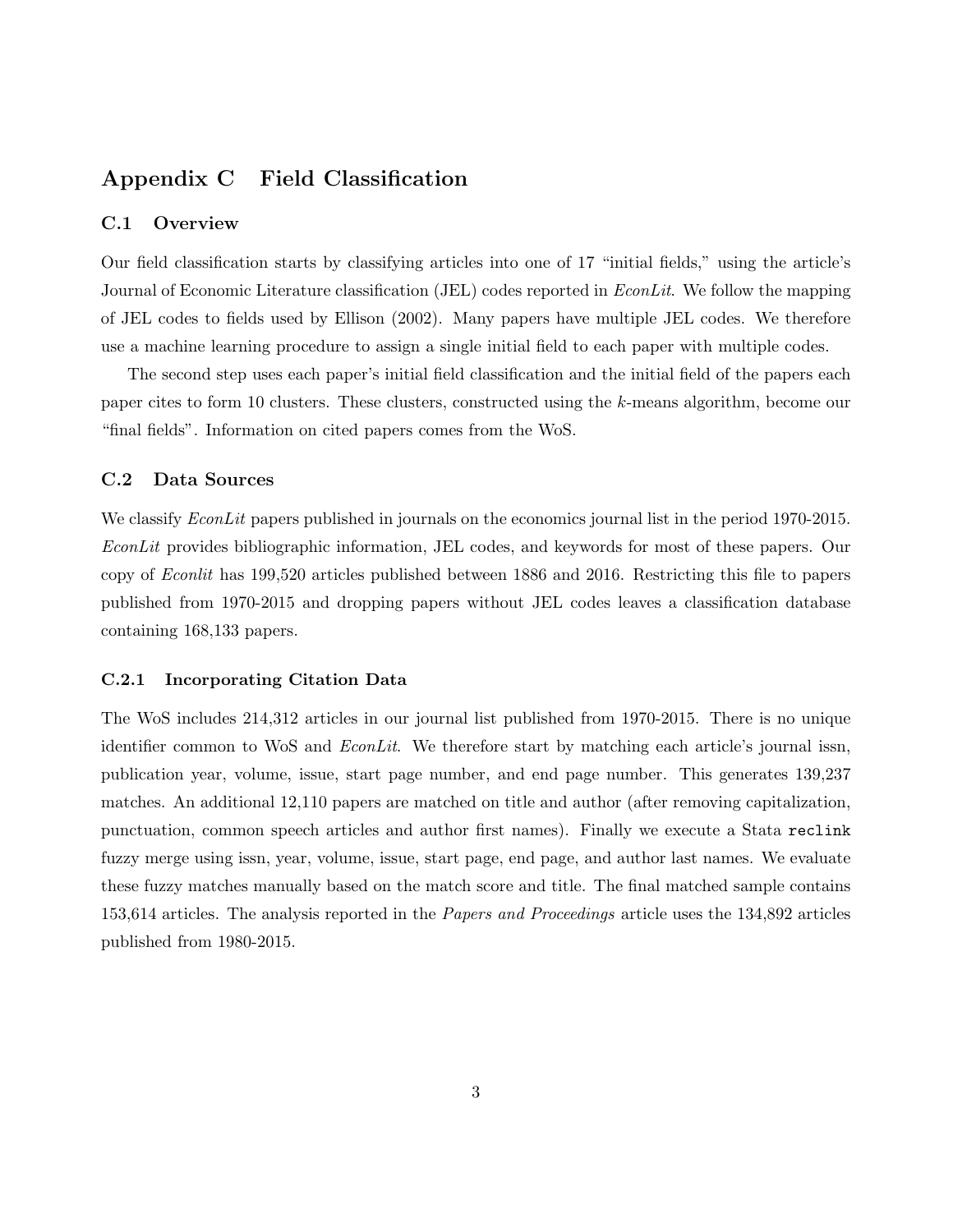# Appendix C Field Classification

## C.1 Overview

Our field classification starts by classifying articles into one of 17 "initial fields," using the article's Journal of Economic Literature classification (JEL) codes reported in *EconLit*. We follow the mapping of JEL codes to fields used by Ellison (2002). Many papers have multiple JEL codes. We therefore use a machine learning procedure to assign a single initial field to each paper with multiple codes.

The second step uses each paper's initial field classification and the initial field of the papers each paper cites to form 10 clusters. These clusters, constructed using the $k$-means algorithm, become our "final fields". Information on cited papers comes from the WoS.

## C.2 Data Sources

We classify *EconLit* papers published in journals on the economics journal list in the period 1970-2015. *EconLit* provides bibliographic information, JEL codes, and keywords for most of these papers. Our copy of *Econlit* has 199,520 articles published between 1886 and 2016. Restricting this file to papers published from 1970-2015 and dropping papers without JEL codes leaves a classification database containing 168,133 papers.

### C.2.1 Incorporating Citation Data

The WoS includes 214,312 articles in our journal list published from 1970-2015. There is no unique identifier common to WoS and *EconLit*. We therefore start by matching each article's journal issn, publication year, volume, issue, start page number, and end page number. This generates 139,237 matches. An additional 12,110 papers are matched on title and author (after removing capitalization, punctuation, common speech articles and author first names). Finally we execute a Stata `reclink` fuzzy merge using issn, year, volume, issue, start page, end page, and author last names. We evaluate these fuzzy matches manually based on the match score and title. The final matched sample contains 153,614 articles. The analysis reported in the *Papers and Proceedings* article uses the 134,892 articles published from 1980-2015.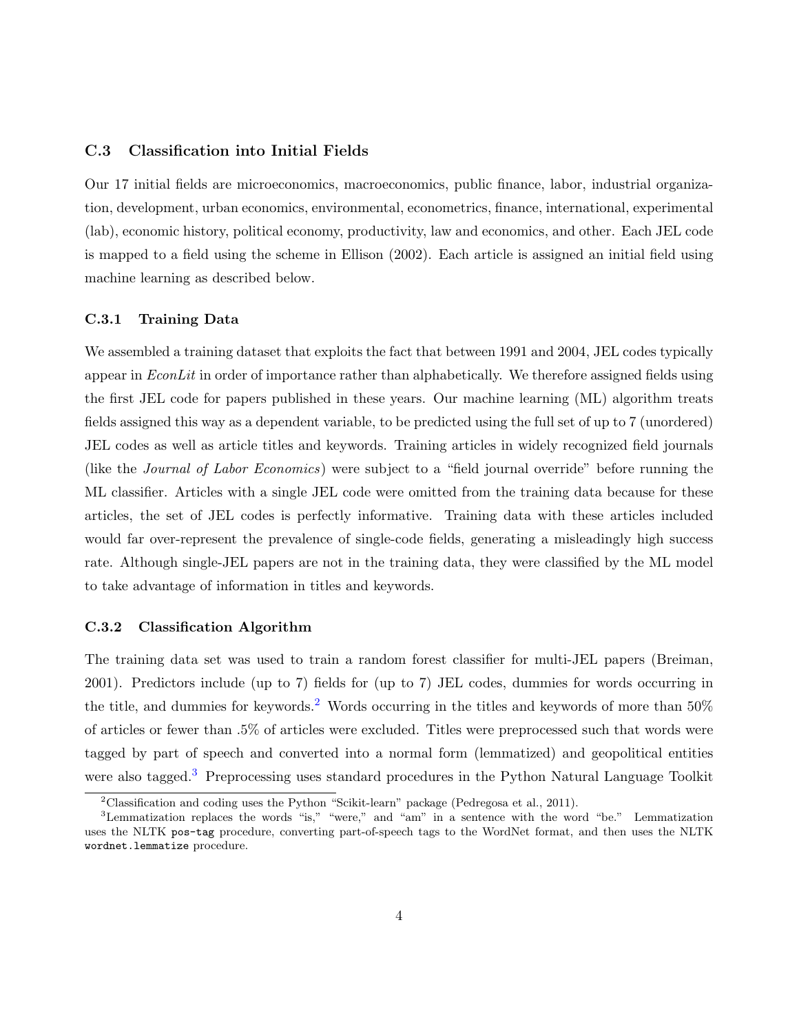### C.3 Classification into Initial Fields

Our 17 initial fields are microeconomics, macroeconomics, public finance, labor, industrial organization, development, urban economics, environmental, econometrics, finance, international, experimental (lab), economic history, political economy, productivity, law and economics, and other. Each JEL code is mapped to a field using the scheme in Ellison (2002). Each article is assigned an initial field using machine learning as described below.

#### C.3.1 Training Data

We assembled a training dataset that exploits the fact that between 1991 and 2004, JEL codes typically appear in *EconLit* in order of importance rather than alphabetically. We therefore assigned fields using the first JEL code for papers published in these years. Our machine learning (ML) algorithm treats fields assigned this way as a dependent variable, to be predicted using the full set of up to 7 (unordered) JEL codes as well as article titles and keywords. Training articles in widely recognized field journals (like the *Journal of Labor Economics*) were subject to a "field journal override" before running the ML classifier. Articles with a single JEL code were omitted from the training data because for these articles, the set of JEL codes is perfectly informative. Training data with these articles included would far over-represent the prevalence of single-code fields, generating a misleadingly high success rate. Although single-JEL papers are not in the training data, they were classified by the ML model to take advantage of information in titles and keywords.

#### C.3.2 Classification Algorithm

The training data set was used to train a random forest classifier for multi-JEL papers (Breiman, 2001). Predictors include (up to 7) fields for (up to 7) JEL codes, dummies for words occurring in the title, and dummies for keywords.[2] Words occurring in the titles and keywords of more than 50% of articles or fewer than .5% of articles were excluded. Titles were preprocessed such that words were tagged by part of speech and converted into a normal form (lemmatized) and geopolitical entities were also tagged.[3] Preprocessing uses standard procedures in the Python Natural Language Toolkit

[2] Classification and coding uses the Python "Scikit-learn" package (Pedregosa et al., 2011).

[3] Lemmatization replaces the words "is," "were," and "am" in a sentence with the word "be." Lemmatization uses the NLTK `pos-tag` procedure, converting part-of-speech tags to the WordNet format, and then uses the NLTK `wordnet.lemmatize` procedure.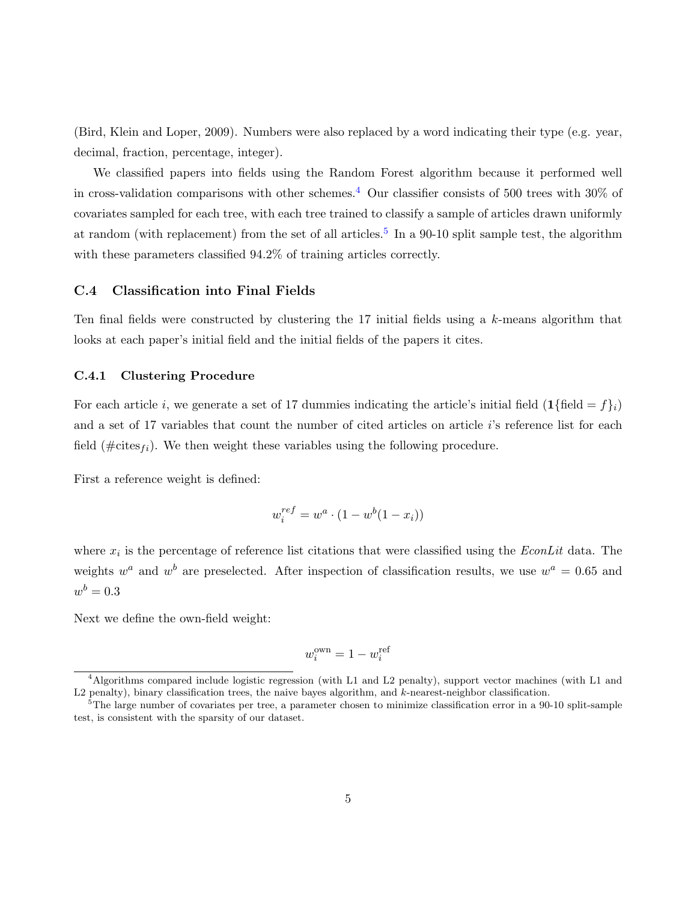(Bird, Klein and Loper, 2009). Numbers were also replaced by a word indicating their type (e.g. year, decimal, fraction, percentage, integer).

We classified papers into fields using the Random Forest algorithm because it performed well in cross-validation comparisons with other schemes.[4] Our classifier consists of 500 trees with 30% of covariates sampled for each tree, with each tree trained to classify a sample of articles drawn uniformly at random (with replacement) from the set of all articles.[5] In a 90-10 split sample test, the algorithm with these parameters classified 94.2% of training articles correctly.

### C.4 Classification into Final Fields

Ten final fields were constructed by clustering the 17 initial fields using a $k$-means algorithm that looks at each paper's initial field and the initial fields of the papers it cites.

#### C.4.1 Clustering Procedure

For each article $i$, we generate a set of 17 dummies indicating the article's initial field ($\mathbf{1}\{\text{field} = f\}_i$) and a set of 17 variables that count the number of cited articles on article $i$'s reference list for each field ($\#\text{cites}_{fi}$). We then weight these variables using the following procedure.

First a reference weight is defined:

$$w_i^{ref} = w^a \cdot (1 - w^b(1 - x_i))$$

where $x_i$ is the percentage of reference list citations that were classified using the *EconLit* data. The weights $w^a$ and $w^b$ are preselected. After inspection of classification results, we use $w^a = 0.65$ and $w^b = 0.3$

Next we define the own-field weight:

$$w_i^{\text{own}} = 1 - w_i^{\text{ref}}$$

[4] Algorithms compared include logistic regression (with L1 and L2 penalty), support vector machines (with L1 and L2 penalty), binary classification trees, the naive bayes algorithm, and $k$-nearest-neighbor classification.

[5] The large number of covariates per tree, a parameter chosen to minimize classification error in a 90-10 split-sample test, is consistent with the sparsity of our dataset.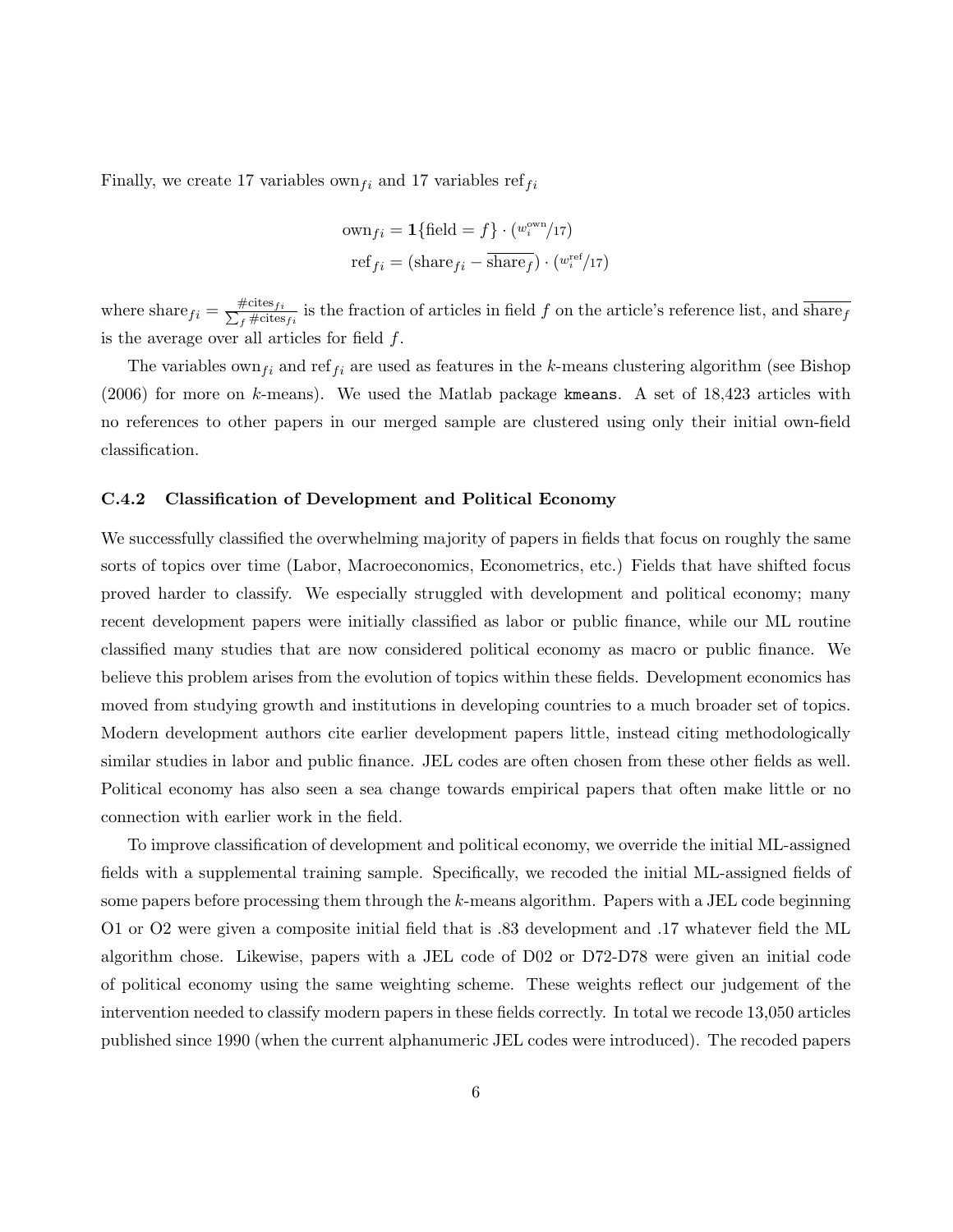Finally, we create 17 variables $\text{own}_{fi}$ and 17 variables $\text{ref}_{fi}$

$$\text{own}_{fi} = \mathbf{1}\{\text{field} = f\} \cdot (w_i^{\text{own}}/17)$$

$$\text{ref}_{fi} = (\text{share}_{fi} - \overline{\text{share}_f}) \cdot (w_i^{\text{ref}}/17)$$

where $\text{share}_{fi} = \frac{\#\text{cites}_{fi}}{\sum_f \#\text{cites}_{fi}}$ is the fraction of articles in field $f$ on the article's reference list, and $\overline{\text{share}_f}$ is the average over all articles for field $f$.

The variables $\text{own}_{fi}$ and $\text{ref}_{fi}$ are used as features in the $k$-means clustering algorithm (see Bishop (2006) for more on $k$-means). We used the Matlab package `kmeans`. A set of 18,423 articles with no references to other papers in our merged sample are clustered using only their initial own-field classification.

### C.4.2 Classification of Development and Political Economy

We successfully classified the overwhelming majority of papers in fields that focus on roughly the same sorts of topics over time (Labor, Macroeconomics, Econometrics, etc.) Fields that have shifted focus proved harder to classify. We especially struggled with development and political economy; many recent development papers were initially classified as labor or public finance, while our ML routine classified many studies that are now considered political economy as macro or public finance. We believe this problem arises from the evolution of topics within these fields. Development economics has moved from studying growth and institutions in developing countries to a much broader set of topics. Modern development authors cite earlier development papers little, instead citing methodologically similar studies in labor and public finance. JEL codes are often chosen from these other fields as well. Political economy has also seen a sea change towards empirical papers that often make little or no connection with earlier work in the field.

To improve classification of development and political economy, we override the initial ML-assigned fields with a supplemental training sample. Specifically, we recoded the initial ML-assigned fields of some papers before processing them through the $k$-means algorithm. Papers with a JEL code beginning O1 or O2 were given a composite initial field that is .83 development and .17 whatever field the ML algorithm chose. Likewise, papers with a JEL code of D02 or D72-D78 were given an initial code of political economy using the same weighting scheme. These weights reflect our judgement of the intervention needed to classify modern papers in these fields correctly. In total we recode 13,050 articles published since 1990 (when the current alphanumeric JEL codes were introduced). The recoded papers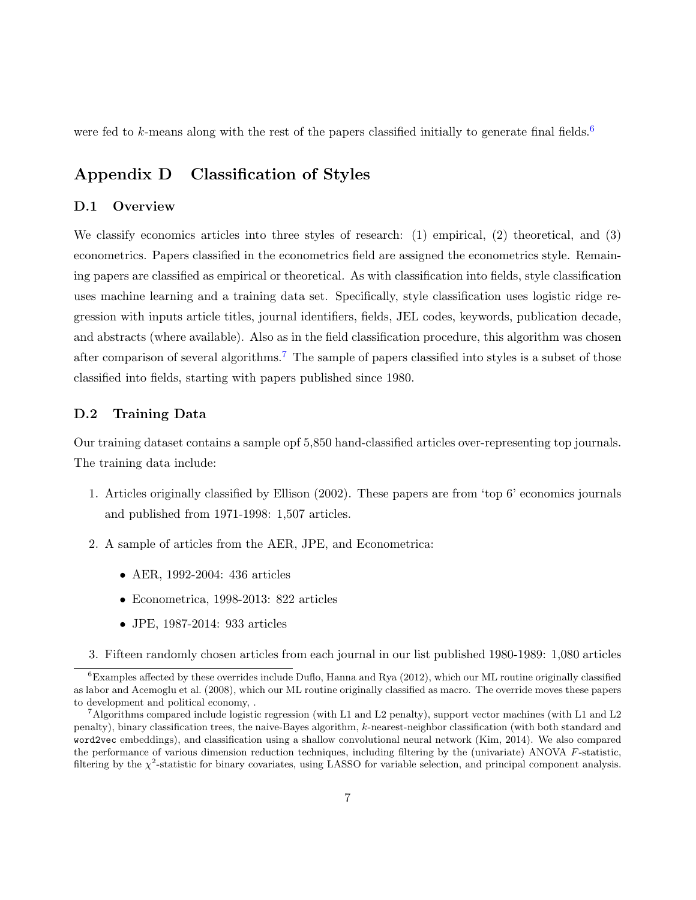were fed to $k$-means along with the rest of the papers classified initially to generate final fields.[6]

# Appendix D Classification of Styles

## D.1 Overview

We classify economics articles into three styles of research: (1) empirical, (2) theoretical, and (3) econometrics. Papers classified in the econometrics field are assigned the econometrics style. Remaining papers are classified as empirical or theoretical. As with classification into fields, style classification uses machine learning and a training data set. Specifically, style classification uses logistic ridge regression with inputs article titles, journal identifiers, fields, JEL codes, keywords, publication decade, and abstracts (where available). Also as in the field classification procedure, this algorithm was chosen after comparison of several algorithms.[7] The sample of papers classified into styles is a subset of those classified into fields, starting with papers published since 1980.

## D.2 Training Data

Our training dataset contains a sample opf 5,850 hand-classified articles over-representing top journals. The training data include:

1. Articles originally classified by Ellison (2002). These papers are from 'top 6' economics journals and published from 1971-1998: 1,507 articles.
2. A sample of articles from the AER, JPE, and Econometrica:
   - AER, 1992-2004: 436 articles
   - Econometrica, 1998-2013: 822 articles
   - JPE, 1987-2014: 933 articles
3. Fifteen randomly chosen articles from each journal in our list published 1980-1989: 1,080 articles

[6] Examples affected by these overrides include Duflo, Hanna and Rya (2012), which our ML routine originally classified as labor and Acemoglu et al. (2008), which our ML routine originally classified as macro. The override moves these papers to development and political economy, .

[7] Algorithms compared include logistic regression (with L1 and L2 penalty), support vector machines (with L1 and L2 penalty), binary classification trees, the naive-Bayes algorithm, $k$-nearest-neighbor classification (with both standard and `word2vec` embeddings), and classification using a shallow convolutional neural network (Kim, 2014). We also compared the performance of various dimension reduction techniques, including filtering by the (univariate) ANOVA $F$-statistic, filtering by the $\chi^2$-statistic for binary covariates, using LASSO for variable selection, and principal component analysis.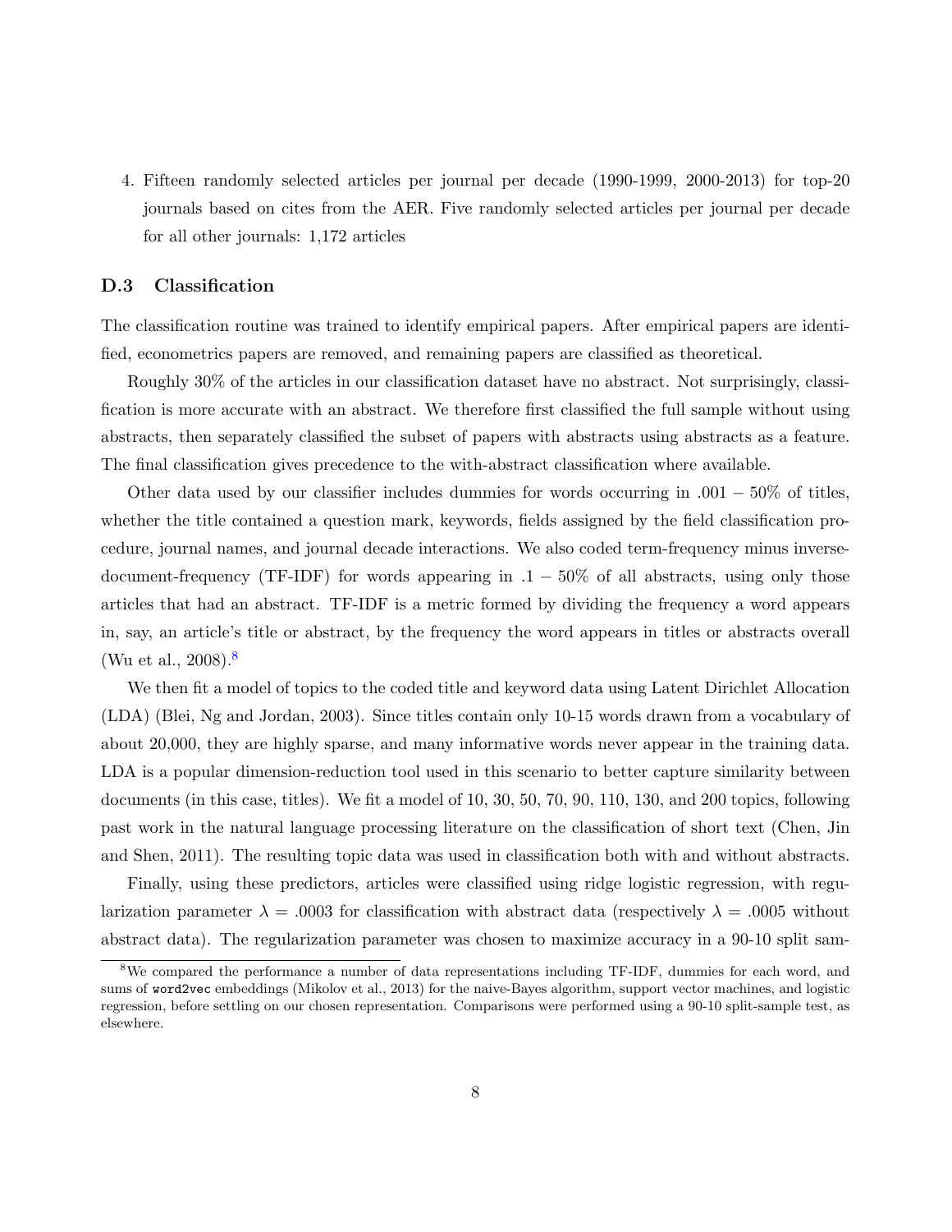4. Fifteen randomly selected articles per journal per decade (1990-1999, 2000-2013) for top-20 journals based on cites from the AER. Five randomly selected articles per journal per decade for all other journals: 1,172 articles

### D.3 Classification

The classification routine was trained to identify empirical papers. After empirical papers are identified, econometrics papers are removed, and remaining papers are classified as theoretical.

Roughly 30% of the articles in our classification dataset have no abstract. Not surprisingly, classification is more accurate with an abstract. We therefore first classified the full sample without using abstracts, then separately classified the subset of papers with abstracts using abstracts as a feature. The final classification gives precedence to the with-abstract classification where available.

Other data used by our classifier includes dummies for words occurring in $.001 - 50\%$ of titles, whether the title contained a question mark, keywords, fields assigned by the field classification procedure, journal names, and journal decade interactions. We also coded term-frequency minus inverse-document-frequency (TF-IDF) for words appearing in $.1 - 50\%$ of all abstracts, using only those articles that had an abstract. TF-IDF is a metric formed by dividing the frequency a word appears in, say, an article's title or abstract, by the frequency the word appears in titles or abstracts overall (Wu et al., 2008).[8]

We then fit a model of topics to the coded title and keyword data using Latent Dirichlet Allocation (LDA) (Blei, Ng and Jordan, 2003). Since titles contain only 10-15 words drawn from a vocabulary of about 20,000, they are highly sparse, and many informative words never appear in the training data. LDA is a popular dimension-reduction tool used in this scenario to better capture similarity between documents (in this case, titles). We fit a model of 10, 30, 50, 70, 90, 110, 130, and 200 topics, following past work in the natural language processing literature on the classification of short text (Chen, Jin and Shen, 2011). The resulting topic data was used in classification both with and without abstracts.

Finally, using these predictors, articles were classified using ridge logistic regression, with regularization parameter $\lambda = .0003$ for classification with abstract data (respectively $\lambda = .0005$ without abstract data). The regularization parameter was chosen to maximize accuracy in a 90-10 split sam-

[8] We compared the performance a number of data representations including TF-IDF, dummies for each word, and sums of `word2vec` embeddings (Mikolov et al., 2013) for the naive-Bayes algorithm, support vector machines, and logistic regression, before settling on our chosen representation. Comparisons were performed using a 90-10 split-sample test, as elsewhere.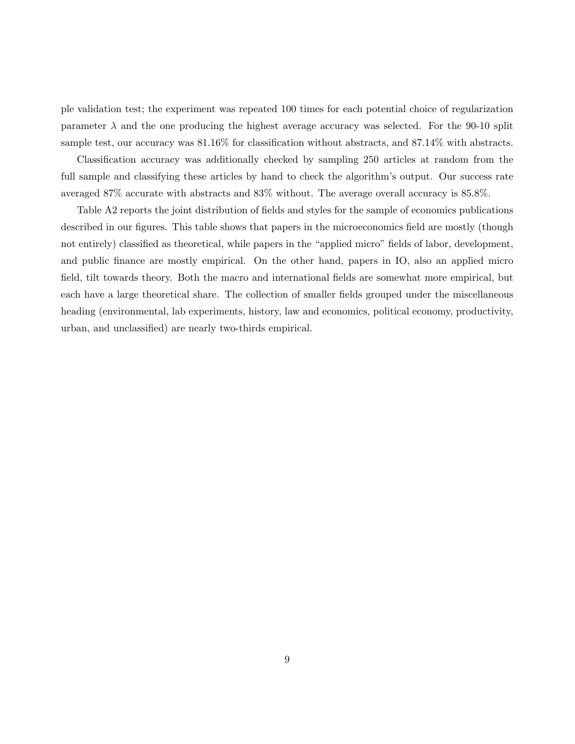ple validation test; the experiment was repeated 100 times for each potential choice of regularization parameter $\lambda$ and the one producing the highest average accuracy was selected. For the 90-10 split sample test, our accuracy was 81.16% for classification without abstracts, and 87.14% with abstracts.

Classification accuracy was additionally checked by sampling 250 articles at random from the full sample and classifying these articles by hand to check the algorithm's output. Our success rate averaged 87% accurate with abstracts and 83% without. The average overall accuracy is 85.8%.

Table A2 reports the joint distribution of fields and styles for the sample of economics publications described in our figures. This table shows that papers in the microeconomics field are mostly (though not entirely) classified as theoretical, while papers in the "applied micro" fields of labor, development, and public finance are mostly empirical. On the other hand, papers in IO, also an applied micro field, tilt towards theory. Both the macro and international fields are somewhat more empirical, but each have a large theoretical share. The collection of smaller fields grouped under the miscellaneous heading (environmental, lab experiments, history, law and economics, political economy, productivity, urban, and unclassified) are nearly two-thirds empirical.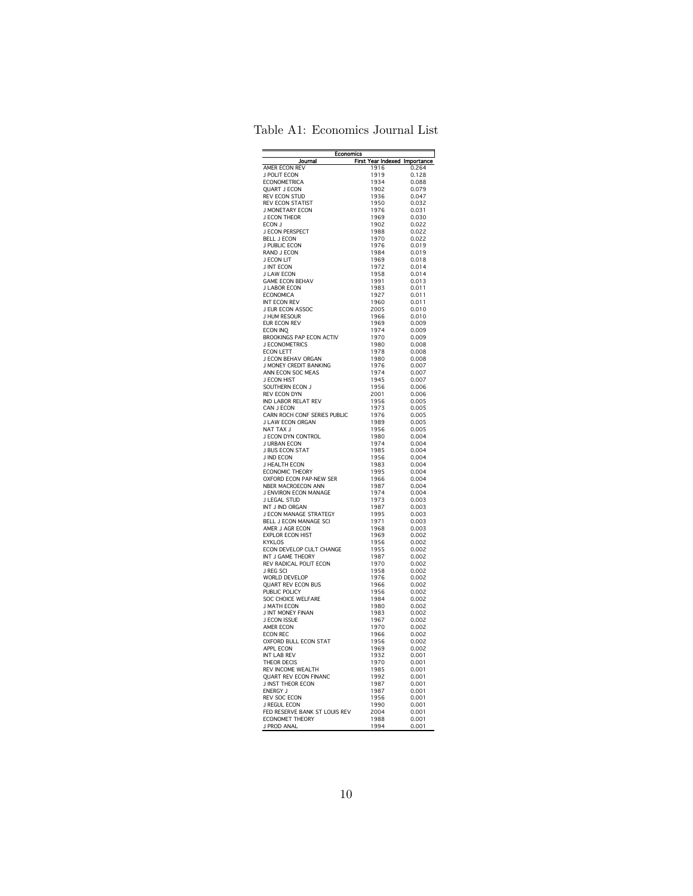Table A1: Economics Journal List

| Economics | | |
|---|---|---|
| Journal | First Year Indexed | Importance |
| AMER ECON REV | 1916 | 0.264 |
| J POLIT ECON | 1919 | 0.128 |
| ECONOMETRICA | 1934 | 0.088 |
| QUART J ECON | 1902 | 0.079 |
| REV ECON STUD | 1936 | 0.047 |
| REV ECON STATIST | 1950 | 0.032 |
| J MONETARY ECON | 1976 | 0.031 |
| J ECON THEOR | 1969 | 0.030 |
| ECON J | 1902 | 0.022 |
| J ECON PERSPECT | 1988 | 0.022 |
| BELL J ECON | 1970 | 0.022 |
| J PUBLIC ECON | 1976 | 0.019 |
| RAND J ECON | 1984 | 0.019 |
| J ECON LIT | 1969 | 0.018 |
| J INT ECON | 1972 | 0.014 |
| J LAW ECON | 1958 | 0.014 |
| GAME ECON BEHAV | 1991 | 0.013 |
| J LABOR ECON | 1983 | 0.011 |
| ECONOMICA | 1927 | 0.011 |
| INT ECON REV | 1960 | 0.011 |
| J EUR ECON ASSOC | 2005 | 0.010 |
| J HUM RESOUR | 1966 | 0.010 |
| EUR ECON REV | 1969 | 0.009 |
| ECON INQ | 1974 | 0.009 |
| BROOKINGS PAP ECON ACTIV | 1970 | 0.009 |
| J ECONOMETRICS | 1980 | 0.008 |
| ECON LETT | 1978 | 0.008 |
| J ECON BEHAV ORGAN | 1980 | 0.008 |
| J MONEY CREDIT BANKING | 1976 | 0.007 |
| ANN ECON SOC MEAS | 1974 | 0.007 |
| J ECON HIST | 1945 | 0.007 |
| SOUTHERN ECON J | 1956 | 0.006 |
| REV ECON DYN | 2001 | 0.006 |
| IND LABOR RELAT REV | 1956 | 0.005 |
| CAN J ECON | 1973 | 0.005 |
| CARN ROCH CONF SERIES PUBLIC | 1976 | 0.005 |
| J LAW ECON ORGAN | 1989 | 0.005 |
| NAT TAX J | 1956 | 0.005 |
| J ECON DYN CONTROL | 1980 | 0.004 |
| J URBAN ECON | 1974 | 0.004 |
| J BUS ECON STAT | 1985 | 0.004 |
| J IND ECON | 1956 | 0.004 |
| J HEALTH ECON | 1983 | 0.004 |
| ECONOMIC THEORY | 1995 | 0.004 |
| OXFORD ECON PAP-NEW SER | 1966 | 0.004 |
| NBER MACROECON ANN | 1987 | 0.004 |
| J ENVIRON ECON MANAGE | 1974 | 0.004 |
| J LEGAL STUD | 1973 | 0.003 |
| INT J IND ORGAN | 1987 | 0.003 |
| J ECON MANAGE STRATEGY | 1995 | 0.003 |
| BELL J ECON MANAGE SCI | 1971 | 0.003 |
| AMER J AGR ECON | 1968 | 0.003 |
| EXPLOR ECON HIST | 1969 | 0.002 |
| KYKLOS | 1956 | 0.002 |
| ECON DEVELOP CULT CHANGE | 1955 | 0.002 |
| INT J GAME THEORY | 1987 | 0.002 |
| REV RADICAL POLIT ECON | 1970 | 0.002 |
| J REG SCI | 1958 | 0.002 |
| WORLD DEVELOP | 1976 | 0.002 |
| QUART REV ECON BUS | 1966 | 0.002 |
| PUBLIC POLICY | 1956 | 0.002 |
| SOC CHOICE WELFARE | 1984 | 0.002 |
| J MATH ECON | 1980 | 0.002 |
| J INT MONEY FINAN | 1983 | 0.002 |
| J ECON ISSUE | 1967 | 0.002 |
| AMER ECON | 1970 | 0.002 |
| ECON REC | 1966 | 0.002 |
| OXFORD BULL ECON STAT | 1956 | 0.002 |
| APPL ECON | 1969 | 0.002 |
| INT LAB REV | 1932 | 0.001 |
| THEOR DECIS | 1970 | 0.001 |
| REV INCOME WEALTH | 1985 | 0.001 |
| QUART REV ECON FINANC | 1992 | 0.001 |
| J INST THEOR ECON | 1987 | 0.001 |
| ENERGY J | 1987 | 0.001 |
| REV SOC ECON | 1956 | 0.001 |
| J REGUL ECON | 1990 | 0.001 |
| FED RESERVE BANK ST LOUIS REV | 2004 | 0.001 |
| ECONOMET THEORY | 1988 | 0.001 |
| J PROD ANAL | 1994 | 0.001 |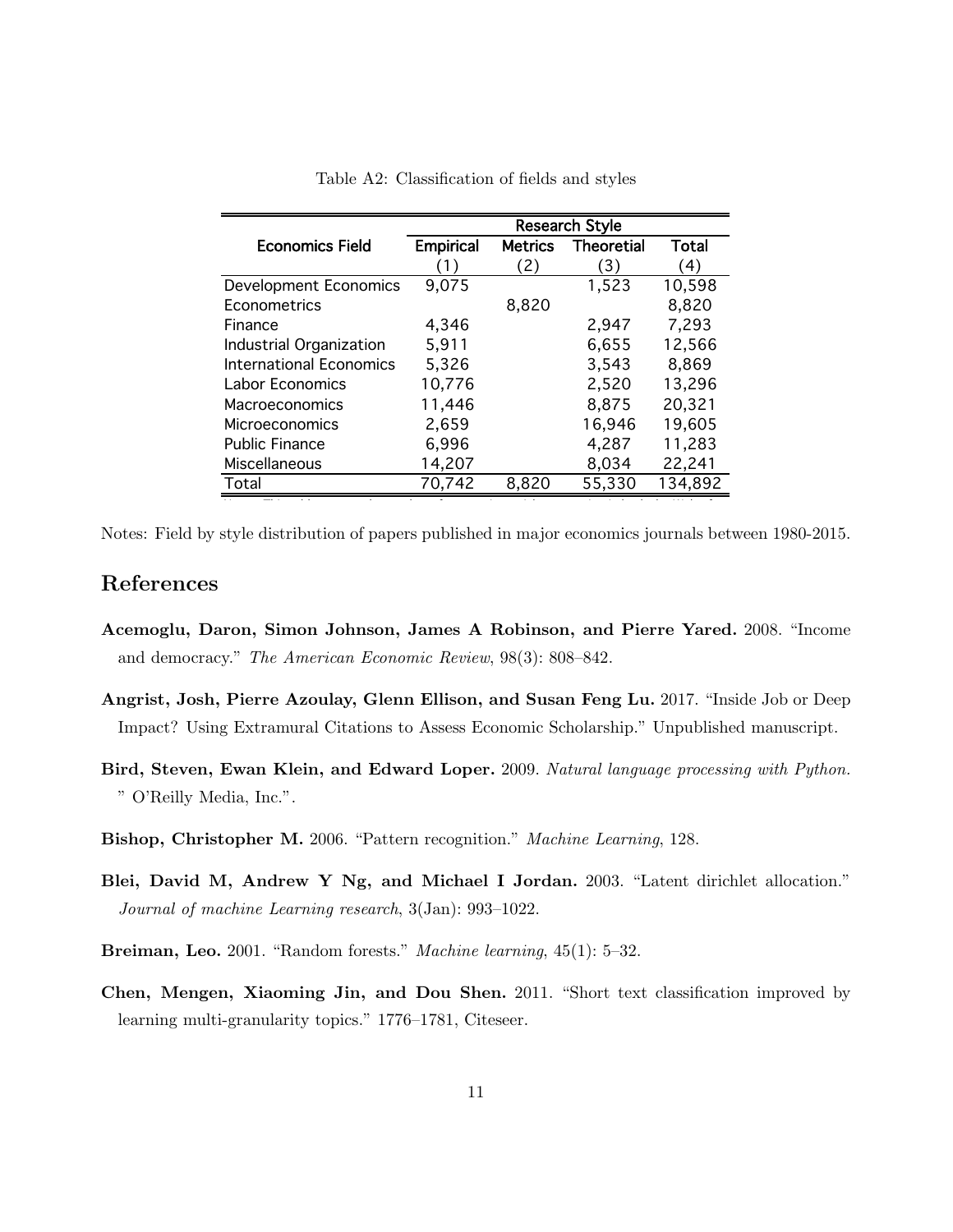Table A2: Classification of fields and styles

| Economics Field | Research Style | | | |
|---|---|---|---|---|
| | Empirical | Metrics | Theoretial | Total |
| | (1) | (2) | (3) | (4) |
| Development Economics | 9,075 | | 1,523 | 10,598 |
| Econometrics | | 8,820 | | 8,820 |
| Finance | 4,346 | | 2,947 | 7,293 |
| Industrial Organization | 5,911 | | 6,655 | 12,566 |
| International Economics | 5,326 | | 3,543 | 8,869 |
| Labor Economics | 10,776 | | 2,520 | 13,296 |
| Macroeconomics | 11,446 | | 8,875 | 20,321 |
| Microeconomics | 2,659 | | 16,946 | 19,605 |
| Public Finance | 6,996 | | 4,287 | 11,283 |
| Miscellaneous | 14,207 | | 8,034 | 22,241 |
| Total | 70,742 | 8,820 | 55,330 | 134,892 |

Notes: Field by style distribution of papers published in major economics journals between 1980-2015.

## References

**Acemoglu, Daron, Simon Johnson, James A Robinson, and Pierre Yared.** 2008. "Income and democracy." *The American Economic Review*, 98(3): 808–842.

**Angrist, Josh, Pierre Azoulay, Glenn Ellison, and Susan Feng Lu.** 2017. "Inside Job or Deep Impact? Using Extramural Citations to Assess Economic Scholarship." Unpublished manuscript.

**Bird, Steven, Ewan Klein, and Edward Loper.** 2009. *Natural language processing with Python.* " O'Reilly Media, Inc.".

**Bishop, Christopher M.** 2006. "Pattern recognition." *Machine Learning*, 128.

**Blei, David M, Andrew Y Ng, and Michael I Jordan.** 2003. "Latent dirichlet allocation." *Journal of machine Learning research*, 3(Jan): 993–1022.

**Breiman, Leo.** 2001. "Random forests." *Machine learning*, 45(1): 5–32.

**Chen, Mengen, Xiaoming Jin, and Dou Shen.** 2011. "Short text classification improved by learning multi-granularity topics." 1776–1781, Citeseer.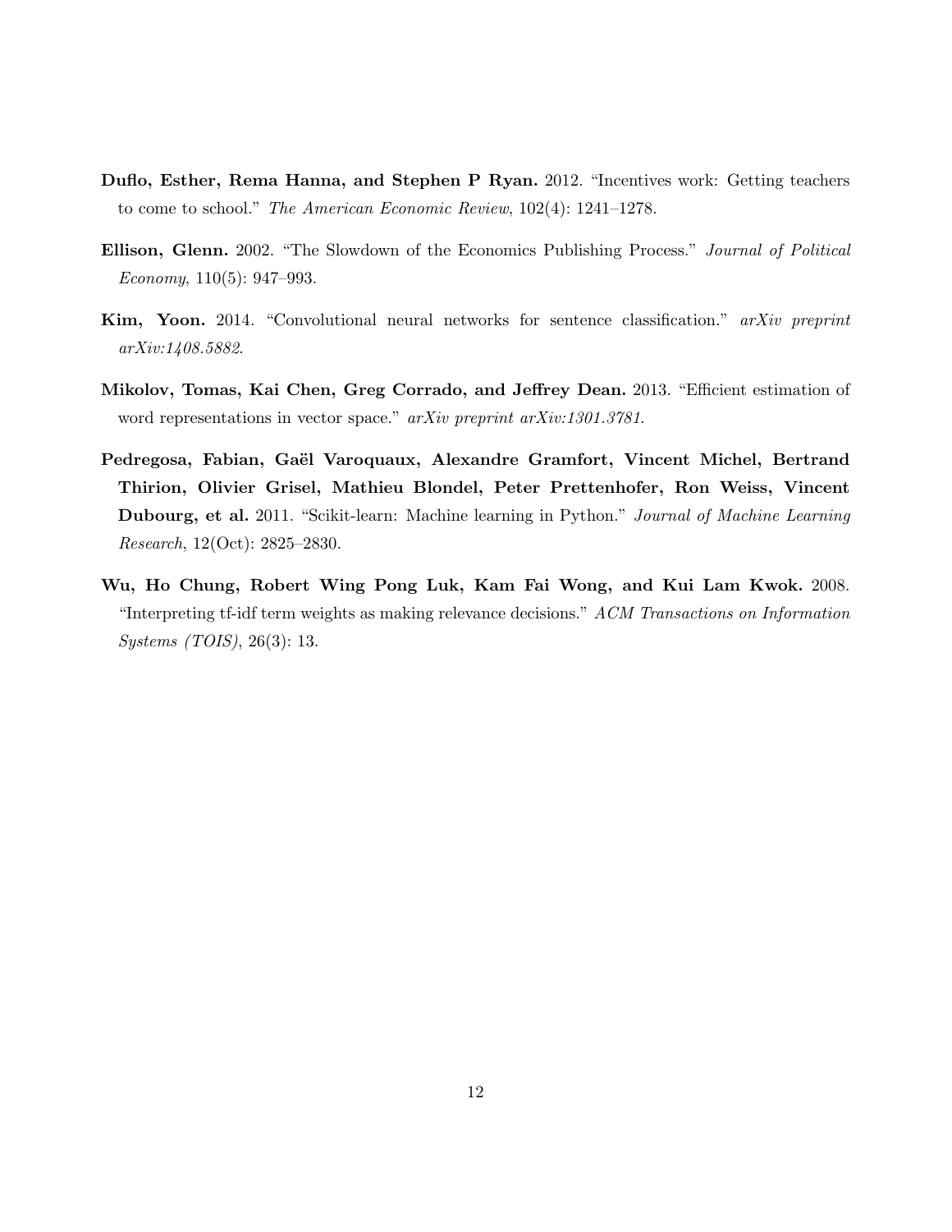**Duflo, Esther, Rema Hanna, and Stephen P Ryan.** 2012. "Incentives work: Getting teachers to come to school." *The American Economic Review*, 102(4): 1241–1278.

**Ellison, Glenn.** 2002. "The Slowdown of the Economics Publishing Process." *Journal of Political Economy*, 110(5): 947–993.

**Kim, Yoon.** 2014. "Convolutional neural networks for sentence classification." *arXiv preprint arXiv:1408.5882*.

**Mikolov, Tomas, Kai Chen, Greg Corrado, and Jeffrey Dean.** 2013. "Efficient estimation of word representations in vector space." *arXiv preprint arXiv:1301.3781*.

**Pedregosa, Fabian, Gaël Varoquaux, Alexandre Gramfort, Vincent Michel, Bertrand Thirion, Olivier Grisel, Mathieu Blondel, Peter Prettenhofer, Ron Weiss, Vincent Dubourg, et al.** 2011. "Scikit-learn: Machine learning in Python." *Journal of Machine Learning Research*, 12(Oct): 2825–2830.

**Wu, Ho Chung, Robert Wing Pong Luk, Kam Fai Wong, and Kui Lam Kwok.** 2008. "Interpreting tf-idf term weights as making relevance decisions." *ACM Transactions on Information Systems (TOIS)*, 26(3): 13.